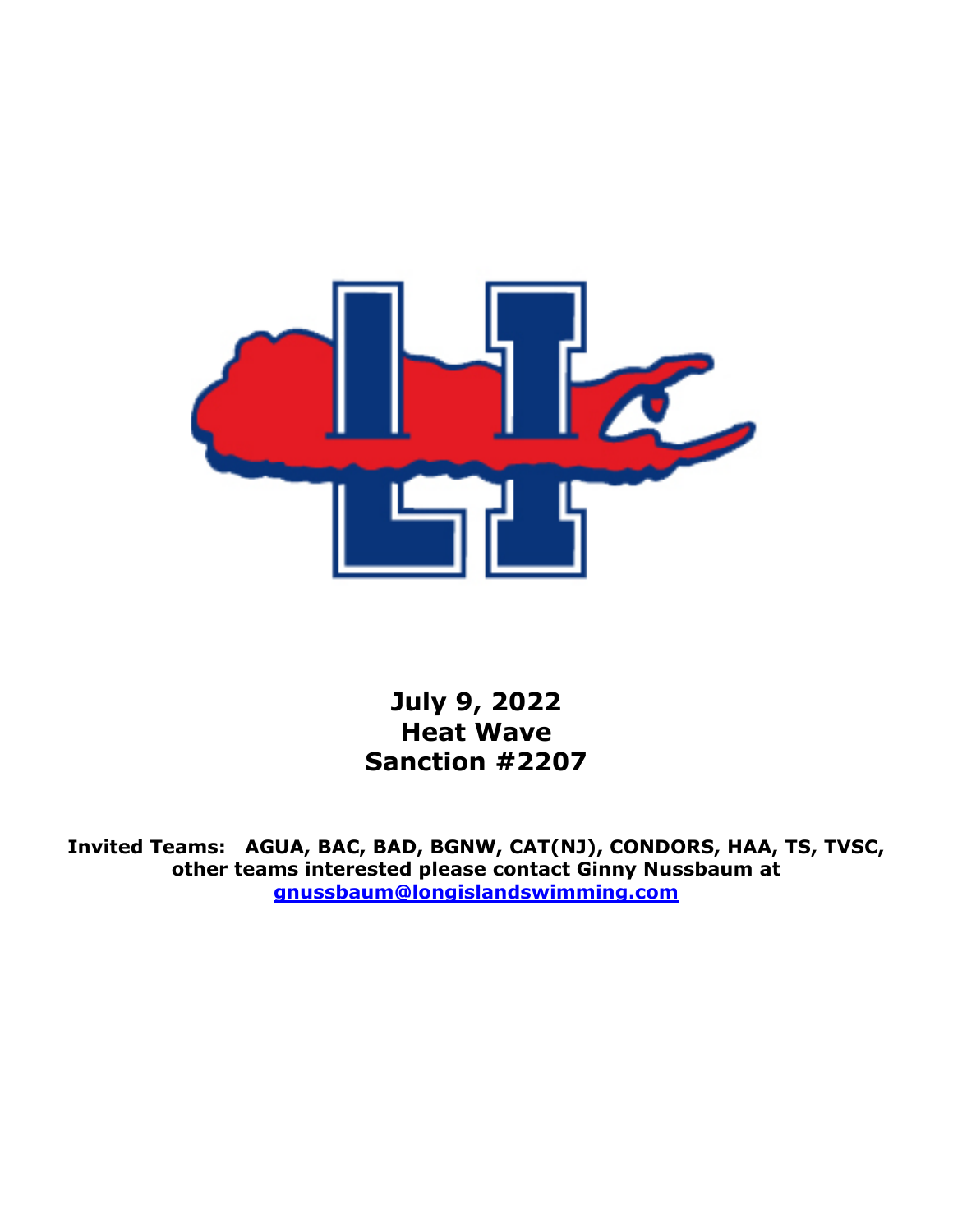**July 9, 2022**
**Heat Wave**
**Sanction #2207**

**Invited Teams: AGUA, BAC, BAD, BGNW, CAT(NJ), CONDORS, HAA, TS, TVSC, other teams interested please contact Ginny Nussbaum at [gnussbaum@longislandswimming.com](mailto:gnussbaum@longislandswimming.com)**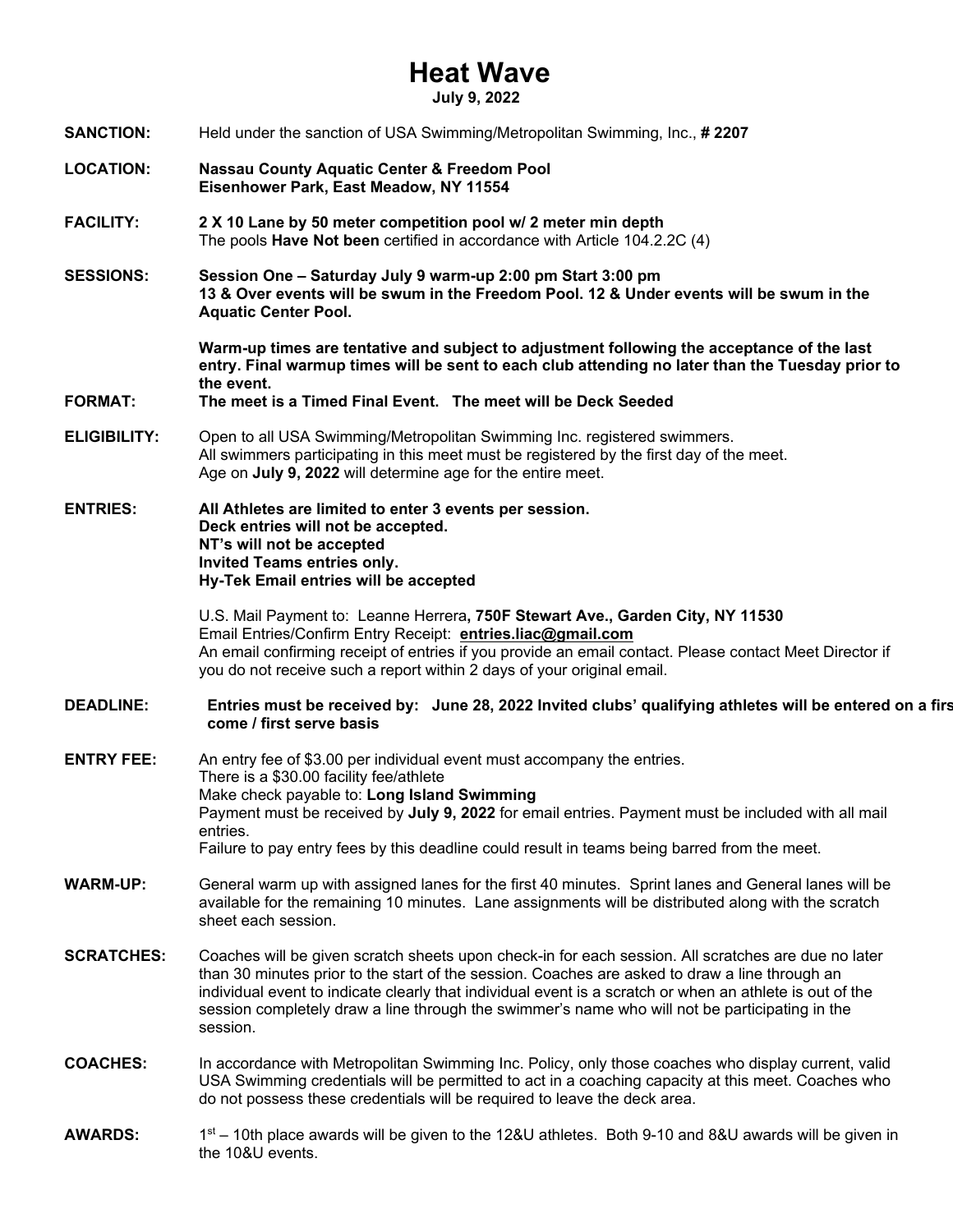# Heat Wave

**July 9, 2022**

**SANCTION:** Held under the sanction of USA Swimming/Metropolitan Swimming, Inc., **# 2207**

**LOCATION:** **Nassau County Aquatic Center & Freedom Pool**
**Eisenhower Park, East Meadow, NY 11554**

**FACILITY:** **2 X 10 Lane by 50 meter competition pool w/ 2 meter min depth**
The pools **Have Not been** certified in accordance with Article 104.2.2C (4)

**SESSIONS:** **Session One – Saturday July 9 warm-up 2:00 pm Start 3:00 pm**
**13 & Over events will be swum in the Freedom Pool. 12 & Under events will be swum in the Aquatic Center Pool.**

**Warm-up times are tentative and subject to adjustment following the acceptance of the last entry. Final warmup times will be sent to each club attending no later than the Tuesday prior to the event.**

**FORMAT:** **The meet is a Timed Final Event. The meet will be Deck Seeded**

**ELIGIBILITY:** Open to all USA Swimming/Metropolitan Swimming Inc. registered swimmers.
All swimmers participating in this meet must be registered by the first day of the meet.
Age on **July 9, 2022** will determine age for the entire meet.

**ENTRIES:** **All Athletes are limited to enter 3 events per session.**
**Deck entries will not be accepted.**
**NT's will not be accepted**
**Invited Teams entries only.**
**Hy-Tek Email entries will be accepted**

U.S. Mail Payment to: Leanne Herrera**, 750F Stewart Ave., Garden City, NY 11530**
Email Entries/Confirm Entry Receipt: **entries.liac@gmail.com**
An email confirming receipt of entries if you provide an email contact. Please contact Meet Director if you do not receive such a report within 2 days of your original email.

**DEADLINE:** **Entries must be received by: June 28, 2022 Invited clubs' qualifying athletes will be entered on a first come / first serve basis**

**ENTRY FEE:** An entry fee of $3.00 per individual event must accompany the entries.
There is a $30.00 facility fee/athlete
Make check payable to: **Long Island Swimming**
Payment must be received by **July 9, 2022** for email entries. Payment must be included with all mail entries.
Failure to pay entry fees by this deadline could result in teams being barred from the meet.

**WARM-UP:** General warm up with assigned lanes for the first 40 minutes. Sprint lanes and General lanes will be available for the remaining 10 minutes. Lane assignments will be distributed along with the scratch sheet each session.

**SCRATCHES:** Coaches will be given scratch sheets upon check-in for each session. All scratches are due no later than 30 minutes prior to the start of the session. Coaches are asked to draw a line through an individual event to indicate clearly that individual event is a scratch or when an athlete is out of the session completely draw a line through the swimmer's name who will not be participating in the session.

**COACHES:** In accordance with Metropolitan Swimming Inc. Policy, only those coaches who display current, valid USA Swimming credentials will be permitted to act in a coaching capacity at this meet. Coaches who do not possess these credentials will be required to leave the deck area.

**AWARDS:** 1st – 10th place awards will be given to the 12&U athletes. Both 9-10 and 8&U awards will be given in the 10&U events.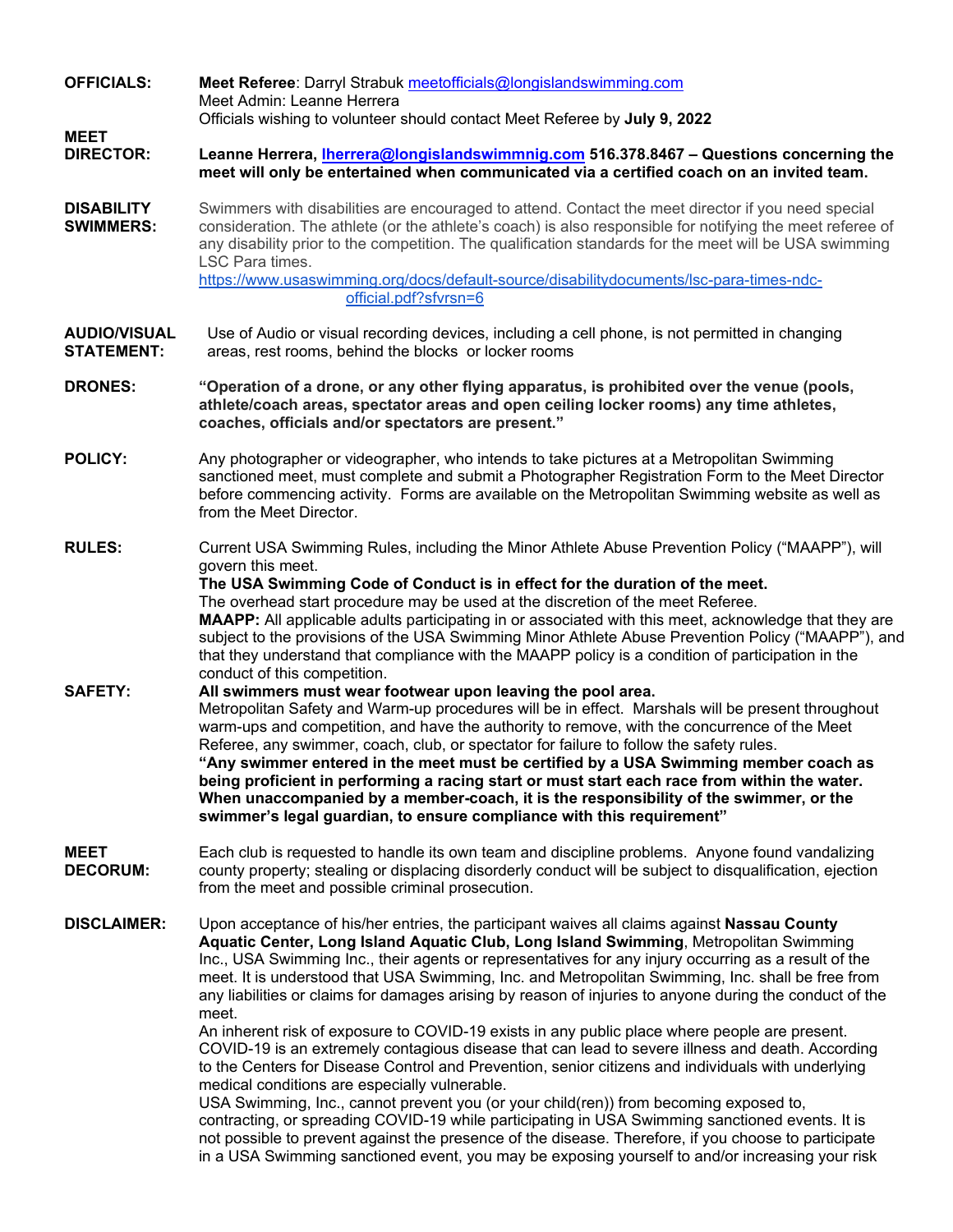**OFFICIALS:** **Meet Referee**: Darryl Strabuk meetofficials@longislandswimming.com
Meet Admin: Leanne Herrera
Officials wishing to volunteer should contact Meet Referee by **July 9, 2022**

**MEET DIRECTOR:** **Leanne Herrera, lherrera@longislandswimmnig.com 516.378.8467 – Questions concerning the meet will only be entertained when communicated via a certified coach on an invited team.**

**DISABILITY SWIMMERS:** Swimmers with disabilities are encouraged to attend. Contact the meet director if you need special consideration. The athlete (or the athlete's coach) is also responsible for notifying the meet referee of any disability prior to the competition. The qualification standards for the meet will be USA swimming LSC Para times.
https://www.usaswimming.org/docs/default-source/disabilitydocuments/lsc-para-times-ndc-official.pdf?sfvrsn=6

**AUDIO/VISUAL STATEMENT:** Use of Audio or visual recording devices, including a cell phone, is not permitted in changing areas, rest rooms, behind the blocks or locker rooms

**DRONES:** **"Operation of a drone, or any other flying apparatus, is prohibited over the venue (pools, athlete/coach areas, spectator areas and open ceiling locker rooms) any time athletes, coaches, officials and/or spectators are present."**

**POLICY:** Any photographer or videographer, who intends to take pictures at a Metropolitan Swimming sanctioned meet, must complete and submit a Photographer Registration Form to the Meet Director before commencing activity. Forms are available on the Metropolitan Swimming website as well as from the Meet Director.

**RULES:** Current USA Swimming Rules, including the Minor Athlete Abuse Prevention Policy ("MAAPP"), will govern this meet.
**The USA Swimming Code of Conduct is in effect for the duration of the meet.**
The overhead start procedure may be used at the discretion of the meet Referee.
**MAAPP:** All applicable adults participating in or associated with this meet, acknowledge that they are subject to the provisions of the USA Swimming Minor Athlete Abuse Prevention Policy ("MAAPP"), and that they understand that compliance with the MAAPP policy is a condition of participation in the conduct of this competition.

**SAFETY:** **All swimmers must wear footwear upon leaving the pool area.**
Metropolitan Safety and Warm-up procedures will be in effect. Marshals will be present throughout warm-ups and competition, and have the authority to remove, with the concurrence of the Meet Referee, any swimmer, coach, club, or spectator for failure to follow the safety rules.
**"Any swimmer entered in the meet must be certified by a USA Swimming member coach as being proficient in performing a racing start or must start each race from within the water. When unaccompanied by a member-coach, it is the responsibility of the swimmer, or the swimmer's legal guardian, to ensure compliance with this requirement"**

**MEET DECORUM:** Each club is requested to handle its own team and discipline problems. Anyone found vandalizing county property; stealing or displacing disorderly conduct will be subject to disqualification, ejection from the meet and possible criminal prosecution.

**DISCLAIMER:** Upon acceptance of his/her entries, the participant waives all claims against **Nassau County Aquatic Center, Long Island Aquatic Club, Long Island Swimming**, Metropolitan Swimming Inc., USA Swimming Inc., their agents or representatives for any injury occurring as a result of the meet. It is understood that USA Swimming, Inc. and Metropolitan Swimming, Inc. shall be free from any liabilities or claims for damages arising by reason of injuries to anyone during the conduct of the meet.
An inherent risk of exposure to COVID-19 exists in any public place where people are present. COVID-19 is an extremely contagious disease that can lead to severe illness and death. According to the Centers for Disease Control and Prevention, senior citizens and individuals with underlying medical conditions are especially vulnerable.
USA Swimming, Inc., cannot prevent you (or your child(ren)) from becoming exposed to, contracting, or spreading COVID-19 while participating in USA Swimming sanctioned events. It is not possible to prevent against the presence of the disease. Therefore, if you choose to participate in a USA Swimming sanctioned event, you may be exposing yourself to and/or increasing your risk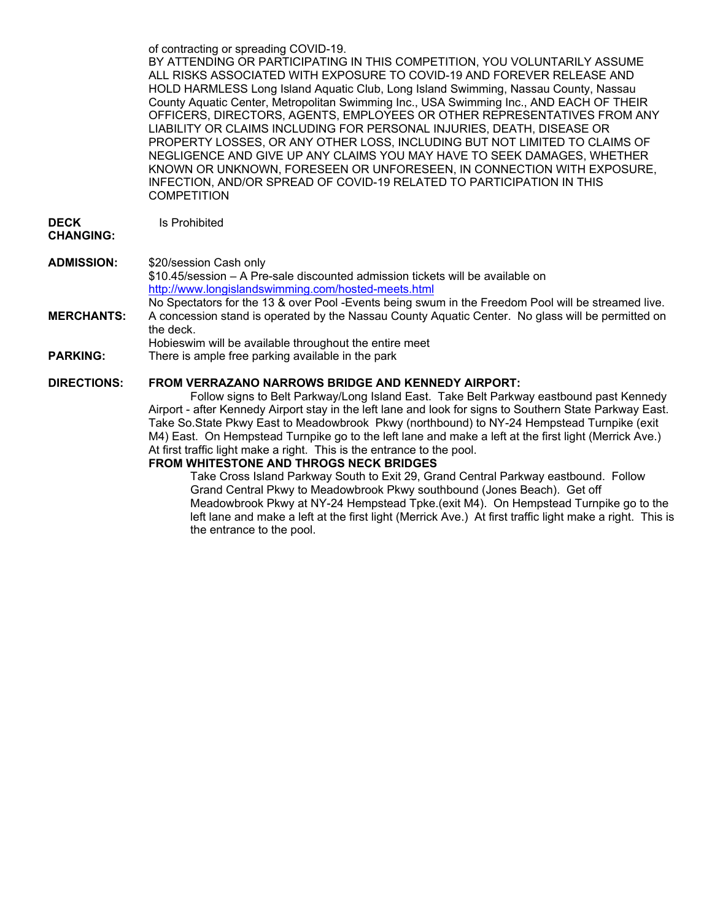of contracting or spreading COVID-19.
BY ATTENDING OR PARTICIPATING IN THIS COMPETITION, YOU VOLUNTARILY ASSUME ALL RISKS ASSOCIATED WITH EXPOSURE TO COVID-19 AND FOREVER RELEASE AND HOLD HARMLESS Long Island Aquatic Club, Long Island Swimming, Nassau County, Nassau County Aquatic Center, Metropolitan Swimming Inc., USA Swimming Inc., AND EACH OF THEIR OFFICERS, DIRECTORS, AGENTS, EMPLOYEES OR OTHER REPRESENTATIVES FROM ANY LIABILITY OR CLAIMS INCLUDING FOR PERSONAL INJURIES, DEATH, DISEASE OR PROPERTY LOSSES, OR ANY OTHER LOSS, INCLUDING BUT NOT LIMITED TO CLAIMS OF NEGLIGENCE AND GIVE UP ANY CLAIMS YOU MAY HAVE TO SEEK DAMAGES, WHETHER KNOWN OR UNKNOWN, FORESEEN OR UNFORESEEN, IN CONNECTION WITH EXPOSURE, INFECTION, AND/OR SPREAD OF COVID-19 RELATED TO PARTICIPATION IN THIS COMPETITION

**DECK CHANGING:** Is Prohibited

**ADMISSION:** $20/session Cash only
$10.45/session – A Pre-sale discounted admission tickets will be available on http://www.longislandswimming.com/hosted-meets.html
No Spectators for the 13 & over Pool -Events being swum in the Freedom Pool will be streamed live.

**MERCHANTS:** A concession stand is operated by the Nassau County Aquatic Center. No glass will be permitted on the deck.
Hobieswim will be available throughout the entire meet

**PARKING:** There is ample free parking available in the park

**DIRECTIONS:** **FROM VERRAZANO NARROWS BRIDGE AND KENNEDY AIRPORT:**
Follow signs to Belt Parkway/Long Island East. Take Belt Parkway eastbound past Kennedy Airport - after Kennedy Airport stay in the left lane and look for signs to Southern State Parkway East. Take So.State Pkwy East to Meadowbrook Pkwy (northbound) to NY-24 Hempstead Turnpike (exit M4) East. On Hempstead Turnpike go to the left lane and make a left at the first light (Merrick Ave.) At first traffic light make a right. This is the entrance to the pool.

**FROM WHITESTONE AND THROGS NECK BRIDGES**
Take Cross Island Parkway South to Exit 29, Grand Central Parkway eastbound. Follow Grand Central Pkwy to Meadowbrook Pkwy southbound (Jones Beach). Get off Meadowbrook Pkwy at NY-24 Hempstead Tpke.(exit M4). On Hempstead Turnpike go to the left lane and make a left at the first light (Merrick Ave.) At first traffic light make a right. This is the entrance to the pool.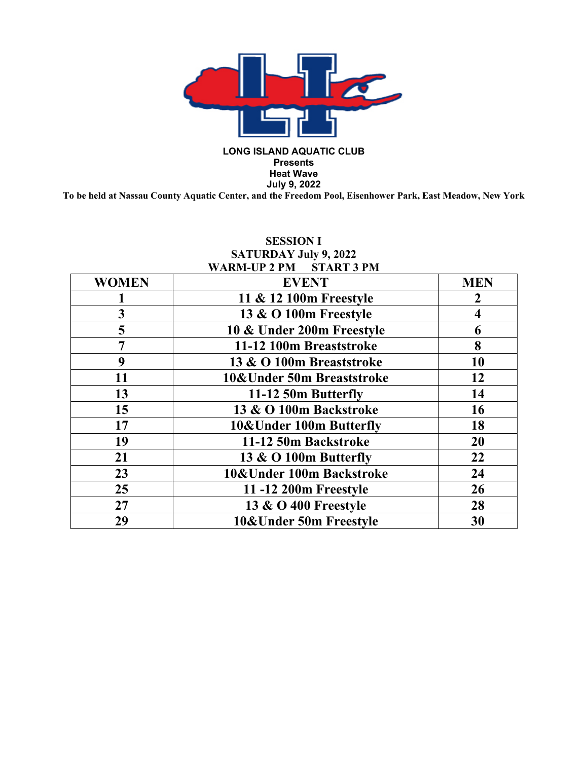**LONG ISLAND AQUATIC CLUB**
**Presents**
**Heat Wave**
**July 9, 2022**

**To be held at Nassau County Aquatic Center, and the Freedom Pool, Eisenhower Park, East Meadow, New York**

## SESSION I
### SATURDAY July 9, 2022
### WARM-UP 2 PM START 3 PM

| WOMEN | EVENT | MEN |
|---|---|---|
| 1 | 11 & 12 100m Freestyle | 2 |
| 3 | 13 & O 100m Freestyle | 4 |
| 5 | 10 & Under 200m Freestyle | 6 |
| 7 | 11-12 100m Breaststroke | 8 |
| 9 | 13 & O 100m Breaststroke | 10 |
| 11 | 10&Under 50m Breaststroke | 12 |
| 13 | 11-12 50m Butterfly | 14 |
| 15 | 13 & O 100m Backstroke | 16 |
| 17 | 10&Under 100m Butterfly | 18 |
| 19 | 11-12 50m Backstroke | 20 |
| 21 | 13 & O 100m Butterfly | 22 |
| 23 | 10&Under 100m Backstroke | 24 |
| 25 | 11 -12 200m Freestyle | 26 |
| 27 | 13 & O 400 Freestyle | 28 |
| 29 | 10&Under 50m Freestyle | 30 |